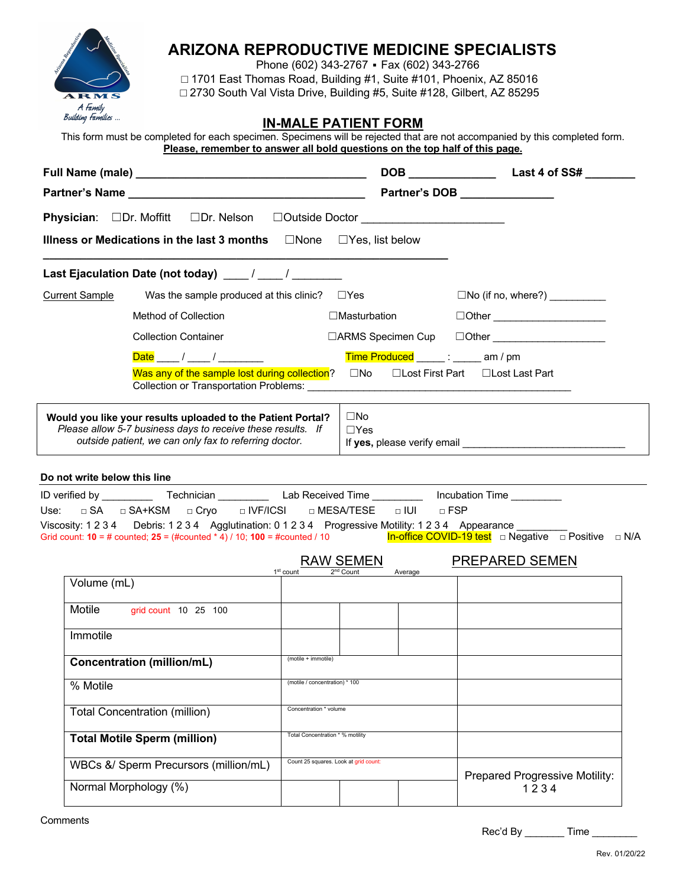A Family Building Families ...

# ARIZONA REPRODUCTIVE MEDICINE SPECIALISTS

Phone (602) 343-2767 ▪ Fax (602) 343-2766

☐ 1701 East Thomas Road, Building #1, Suite #101, Phoenix, AZ 85016

☐ 2730 South Val Vista Drive, Building #5, Suite #128, Gilbert, AZ 85295

## IN-MALE PATIENT FORM

This form must be completed for each specimen. Specimens will be rejected that are not accompanied by this completed form.

**Please, remember to answer all bold questions on the top half of this page.**

**Full Name (male)** ____________________________________ **DOB** ______________ **Last 4 of SS#** ________

**Partner's Name** ____________________________________ **Partner's DOB** ______________

**Physician**: ☐Dr. Moffitt ☐Dr. Nelson ☐Outside Doctor ______________________

**Illness or Medications in the last 3 months** ☐None ☐Yes, list below

____________________________________________________________________

**Last Ejaculation Date (not today)** ____ / ____ / ________

Current Sample

Was the sample produced at this clinic? ☐Yes ☐No (if no, where?) __________

Method of Collection ☐Masturbation ☐Other ____________________

Collection Container ☐ARMS Specimen Cup ☐Other ____________________

Date ____ / ____ / ________ Time Produced _____ : _____ am / pm

Was any of the sample lost during collection? ☐No ☐Lost First Part ☐Lost Last Part

Collection or Transportation Problems: ____________________________________________

| **Would you like your results uploaded to the Patient Portal?** *Please allow 5-7 business days to receive these results. If outside patient, we can only fax to referring doctor.* | ☐No<br>☐Yes<br>If **yes,** please verify email ______________________________ |
|---|---|

**Do not write below this line**

ID verified by _________ Technician _________ Lab Received Time _________ Incubation Time _________

Use: ☐ SA ☐ SA+KSM ☐ Cryo ☐ IVF/ICSI ☐ MESA/TESE ☐ IUI ☐ FSP

Viscosity: 1 2 3 4 Debris: 1 2 3 4 Agglutination: 0 1 2 3 4 Progressive Motility: 1 2 3 4 Appearance _________

Grid count: **10** = # counted; **25** = (#counted * 4) / 10; **100** = #counted / 10

In-office COVID-19 test ☐ Negative ☐ Positive ☐ N/A

| | RAW SEMEN<br>1st count | 2nd Count | Average | PREPARED SEMEN |
|---|---|---|---|---|
| Volume (mL) | | | | |
| Motile grid count 10 25 100 | | | | |
| Immotile | | | | |
| **Concentration (million/mL)** | (motile + immotile) | | | |
| % Motile | (motile / concentration) * 100 | | | |
| Total Concentration (million) | Concentration * volume | | | |
| **Total Motile Sperm (million)** | Total Concentration * % motility | | | |
| WBCs &/ Sperm Precursors (million/mL) | Count 25 squares. Look at grid count. | | | Prepared Progressive Motility: 1 2 3 4 |
| Normal Morphology (%) | | | | |

Comments

Rec'd By _______ Time ________

Rev. 01/20/22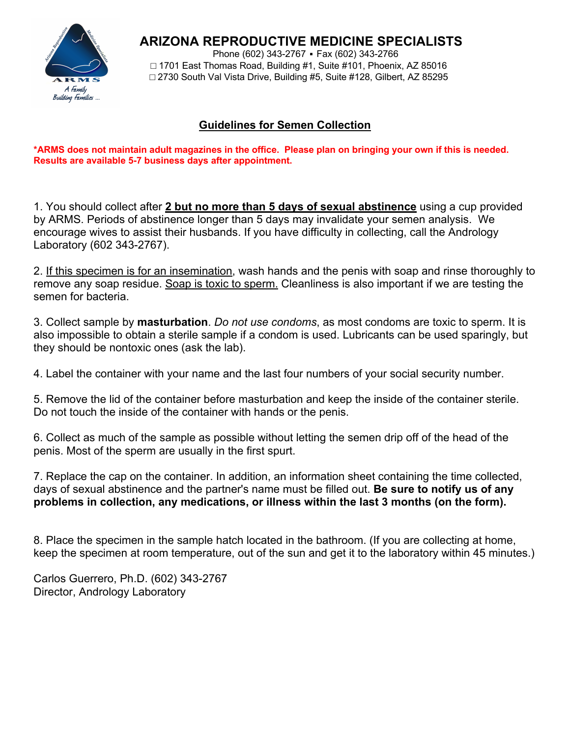# ARIZONA REPRODUCTIVE MEDICINE SPECIALISTS

Phone (602) 343-2767 ▪ Fax (602) 343-2766

□ 1701 East Thomas Road, Building #1, Suite #101, Phoenix, AZ 85016

□ 2730 South Val Vista Drive, Building #5, Suite #128, Gilbert, AZ 85295

## Guidelines for Semen Collection

**\*ARMS does not maintain adult magazines in the office. Please plan on bringing your own if this is needed. Results are available 5-7 business days after appointment.**

1. You should collect after **2 but no more than 5 days of sexual abstinence** using a cup provided by ARMS. Periods of abstinence longer than 5 days may invalidate your semen analysis. We encourage wives to assist their husbands. If you have difficulty in collecting, call the Andrology Laboratory (602 343-2767).

2. If this specimen is for an insemination, wash hands and the penis with soap and rinse thoroughly to remove any soap residue. Soap is toxic to sperm. Cleanliness is also important if we are testing the semen for bacteria.

3. Collect sample by **masturbation**. *Do not use condoms*, as most condoms are toxic to sperm. It is also impossible to obtain a sterile sample if a condom is used. Lubricants can be used sparingly, but they should be nontoxic ones (ask the lab).

4. Label the container with your name and the last four numbers of your social security number.

5. Remove the lid of the container before masturbation and keep the inside of the container sterile. Do not touch the inside of the container with hands or the penis.

6. Collect as much of the sample as possible without letting the semen drip off of the head of the penis. Most of the sperm are usually in the first spurt.

7. Replace the cap on the container. In addition, an information sheet containing the time collected, days of sexual abstinence and the partner's name must be filled out. **Be sure to notify us of any problems in collection, any medications, or illness within the last 3 months (on the form).**

8. Place the specimen in the sample hatch located in the bathroom. (If you are collecting at home, keep the specimen at room temperature, out of the sun and get it to the laboratory within 45 minutes.)

Carlos Guerrero, Ph.D. (602) 343-2767
Director, Andrology Laboratory